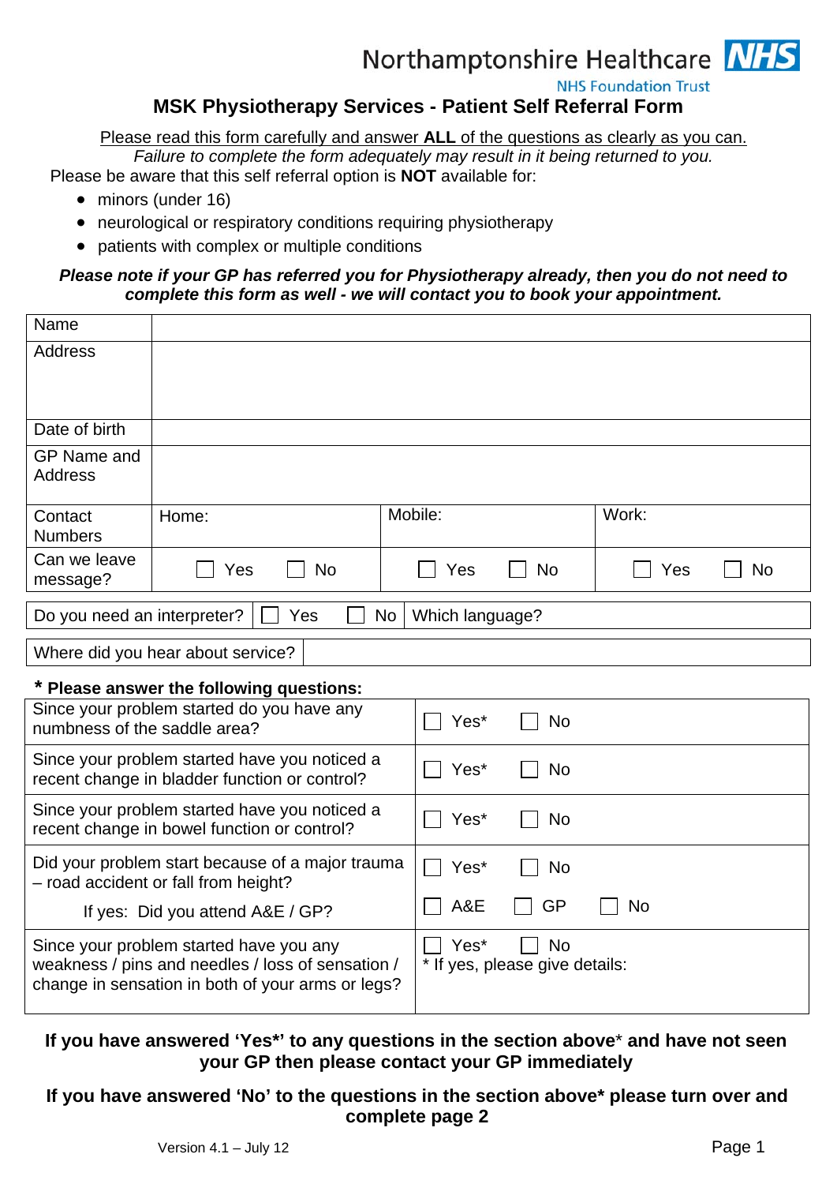Northamptonshire Healthcare NHS

NHS Foundation Trust

# MSK Physiotherapy Services - Patient Self Referral Form

Please read this form carefully and answer **ALL** of the questions as clearly as you can.

*Failure to complete the form adequately may result in it being returned to you.*

Please be aware that this self referral option is **NOT** available for:

- minors (under 16)
- neurological or respiratory conditions requiring physiotherapy
- patients with complex or multiple conditions

***Please note if your GP has referred you for Physiotherapy already, then you do not need to complete this form as well - we will contact you to book your appointment.***

| Name | | | |
|---|---|---|---|
| Address | | | |
| Date of birth | | | |
| GP Name and Address | | | |
| Contact Numbers | Home: | Mobile: | Work: |
| Can we leave message? | ☐ Yes ☐ No | ☐ Yes ☐ No | ☐ Yes ☐ No |

| Do you need an interpreter? | ☐ Yes ☐ No | Which language? |
|---|---|---|

| Where did you hear about service? | |
|---|---|

**\* Please answer the following questions:**

| Question | Answer |
|---|---|
| Since your problem started do you have any numbness of the saddle area? | ☐ Yes* ☐ No |
| Since your problem started have you noticed a recent change in bladder function or control? | ☐ Yes* ☐ No |
| Since your problem started have you noticed a recent change in bowel function or control? | ☐ Yes* ☐ No |
| Did your problem start because of a major trauma – road accident or fall from height?<br>If yes: Did you attend A&E / GP? | ☐ Yes* ☐ No<br>☐ A&E ☐ GP ☐ No |
| Since your problem started have you any weakness / pins and needles / loss of sensation / change in sensation in both of your arms or legs? | ☐ Yes* ☐ No<br>* If yes, please give details: |

**If you have answered 'Yes*' to any questions in the section above* and have not seen your GP then please contact your GP immediately**

**If you have answered 'No' to the questions in the section above* please turn over and complete page 2**

Version 4.1 – July 12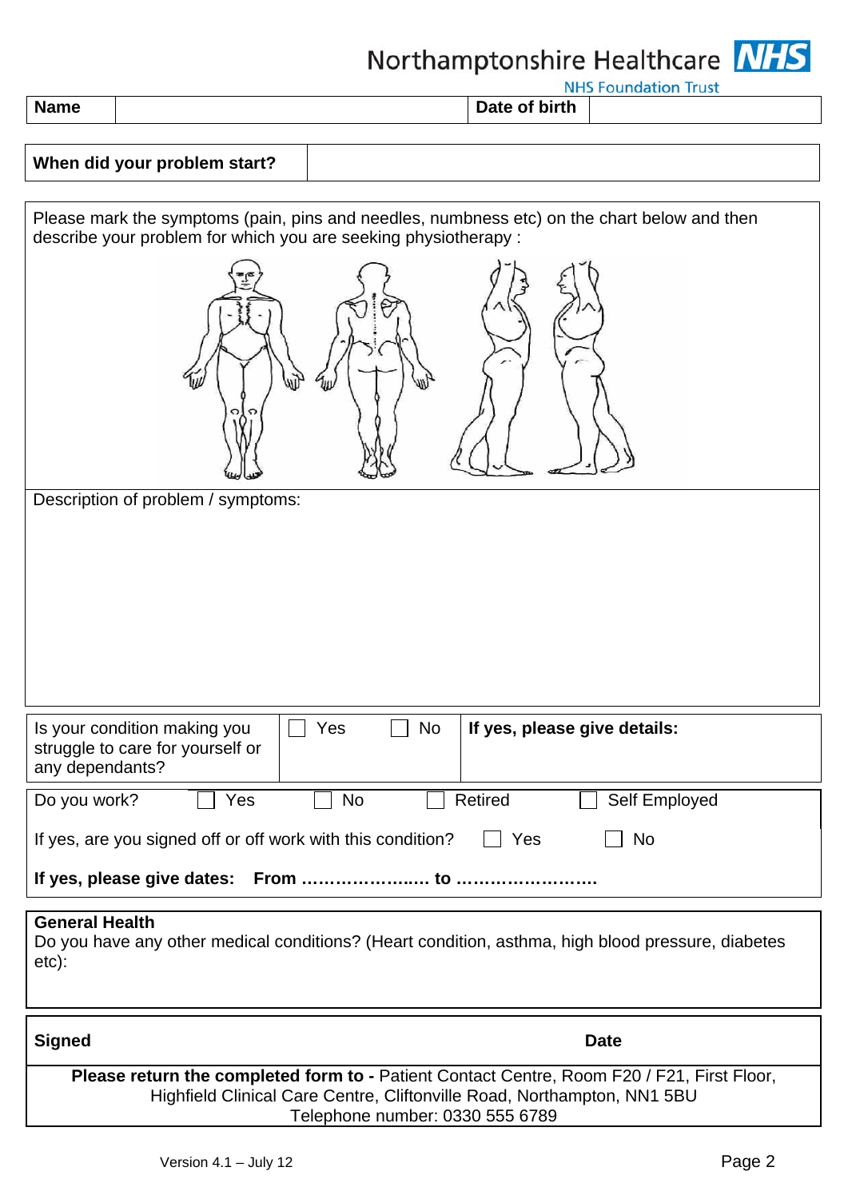Northamptonshire Healthcare NHS Foundation Trust

| | | | |
|---|---|---|---|
| **Name** | | **Date of birth** | |

| | |
|---|---|
| **When did your problem start?** | |

Please mark the symptoms (pain, pins and needles, numbness etc) on the chart below and then describe your problem for which you are seeking physiotherapy :

Description of problem / symptoms:

| | | |
|---|---|---|
| Is your condition making you struggle to care for yourself or any dependants? | ☐ Yes ☐ No | **If yes, please give details:** |

Do you work? ☐ Yes ☐ No ☐ Retired ☐ Self Employed

If yes, are you signed off or off work with this condition? ☐ Yes ☐ No

**If yes, please give dates: From ………………..… to …………………….**

**General Health**

Do you have any other medical conditions? (Heart condition, asthma, high blood pressure, diabetes etc):

**Signed** **Date**

**Please return the completed form to -** Patient Contact Centre, Room F20 / F21, First Floor, Highfield Clinical Care Centre, Cliftonville Road, Northampton, NN1 5BU
Telephone number: 0330 555 6789

Version 4.1 – July 12